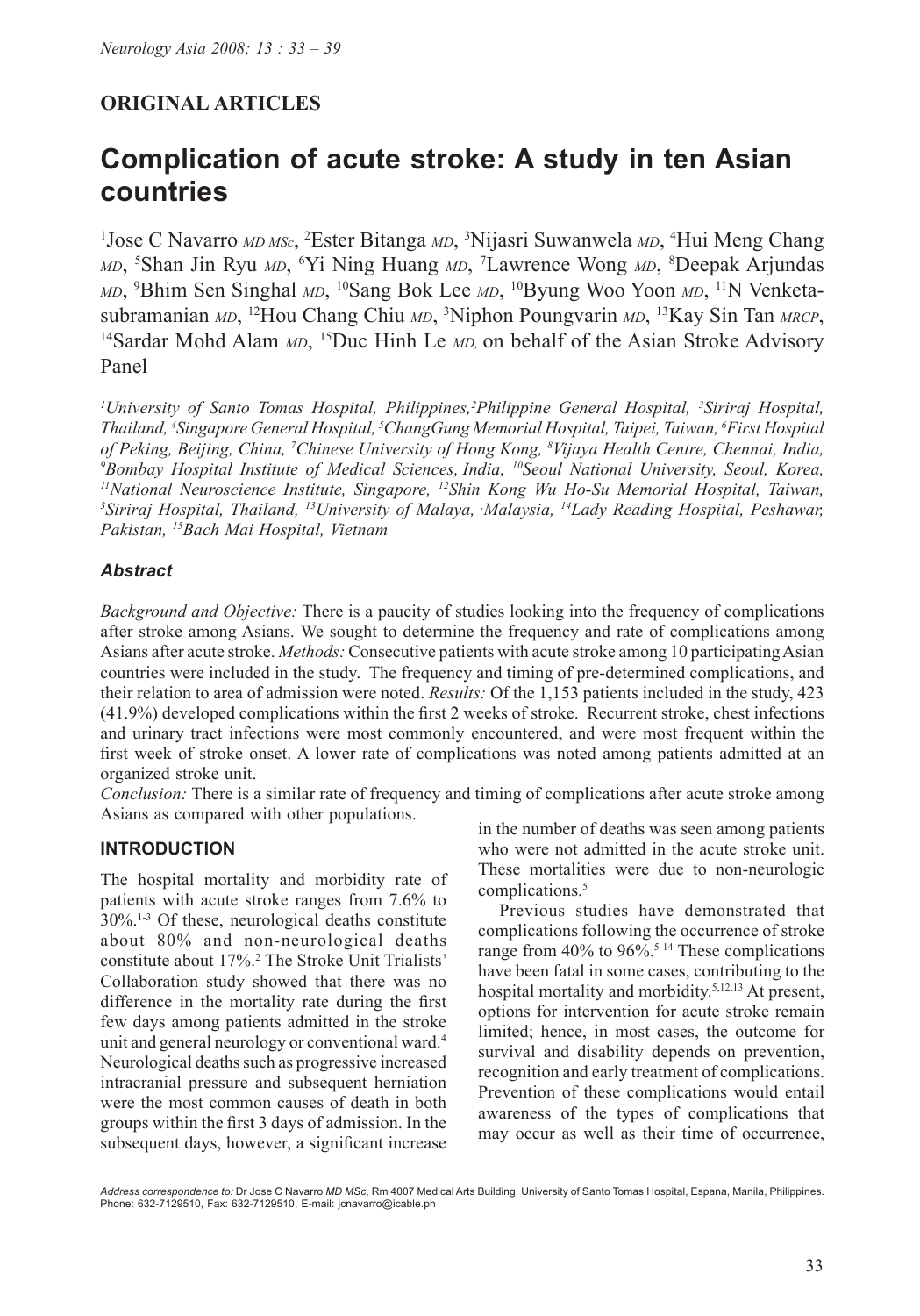## ORIGINAL ARTICLES

# Complication of acute stroke: A study in ten Asian countries

[1]Jose C Navarro *MD MSc*, [2]Ester Bitanga *MD*, [3]Nijasri Suwanwela *MD*, [4]Hui Meng Chang *MD*, [5]Shan Jin Ryu *MD*, [6]Yi Ning Huang *MD*, [7]Lawrence Wong *MD*, [8]Deepak Arjundas *MD*, [9]Bhim Sen Singhal *MD*, [10]Sang Bok Lee *MD*, [10]Byung Woo Yoon *MD*, [11]N Venketasubramanian *MD*, [12]Hou Chang Chiu *MD*, [3]Niphon Poungvarin *MD*, [13]Kay Sin Tan *MRCP*, [14]Sardar Mohd Alam *MD*, [15]Duc Hinh Le *MD*, on behalf of the Asian Stroke Advisory Panel

*[1]University of Santo Tomas Hospital, Philippines, [2]Philippine General Hospital, [3]Siriraj Hospital, Thailand, [4]Singapore General Hospital, [5]ChangGung Memorial Hospital, Taipei, Taiwan, [6]First Hospital of Peking, Beijing, China, [7]Chinese University of Hong Kong, [8]Vijaya Health Centre, Chennai, India, [9]Bombay Hospital Institute of Medical Sciences, India, [10]Seoul National University, Seoul, Korea, [11]National Neuroscience Institute, Singapore, [12]Shin Kong Wu Ho-Su Memorial Hospital, Taiwan, [3]Siriraj Hospital, Thailand, [13]University of Malaya, Malaysia, [14]Lady Reading Hospital, Peshawar, Pakistan, [15]Bach Mai Hospital, Vietnam*

### *Abstract*

*Background and Objective:* There is a paucity of studies looking into the frequency of complications after stroke among Asians. We sought to determine the frequency and rate of complications among Asians after acute stroke. *Methods:* Consecutive patients with acute stroke among 10 participating Asian countries were included in the study. The frequency and timing of pre-determined complications, and their relation to area of admission were noted. *Results:* Of the 1,153 patients included in the study, 423 (41.9%) developed complications within the first 2 weeks of stroke. Recurrent stroke, chest infections and urinary tract infections were most commonly encountered, and were most frequent within the first week of stroke onset. A lower rate of complications was noted among patients admitted at an organized stroke unit.

*Conclusion:* There is a similar rate of frequency and timing of complications after acute stroke among Asians as compared with other populations.

## INTRODUCTION

The hospital mortality and morbidity rate of patients with acute stroke ranges from 7.6% to 30%.[1-3] Of these, neurological deaths constitute about 80% and non-neurological deaths constitute about 17%.[2] The Stroke Unit Trialists' Collaboration study showed that there was no difference in the mortality rate during the first few days among patients admitted in the stroke unit and general neurology or conventional ward.[4] Neurological deaths such as progressive increased intracranial pressure and subsequent herniation were the most common causes of death in both groups within the first 3 days of admission. In the subsequent days, however, a significant increase in the number of deaths was seen among patients who were not admitted in the acute stroke unit. These mortalities were due to non-neurologic complications.[5]

Previous studies have demonstrated that complications following the occurrence of stroke range from 40% to 96%.[5-14] These complications have been fatal in some cases, contributing to the hospital mortality and morbidity.[5,12,13] At present, options for intervention for acute stroke remain limited; hence, in most cases, the outcome for survival and disability depends on prevention, recognition and early treatment of complications. Prevention of these complications would entail awareness of the types of complications that may occur as well as their time of occurrence,

*Address correspondence to:* Dr Jose C Navarro *MD MSc*, Rm 4007 Medical Arts Building, University of Santo Tomas Hospital, Espana, Manila, Philippines. Phone: 632-7129510, Fax: 632-7129510, E-mail: jcnavarro@icable.ph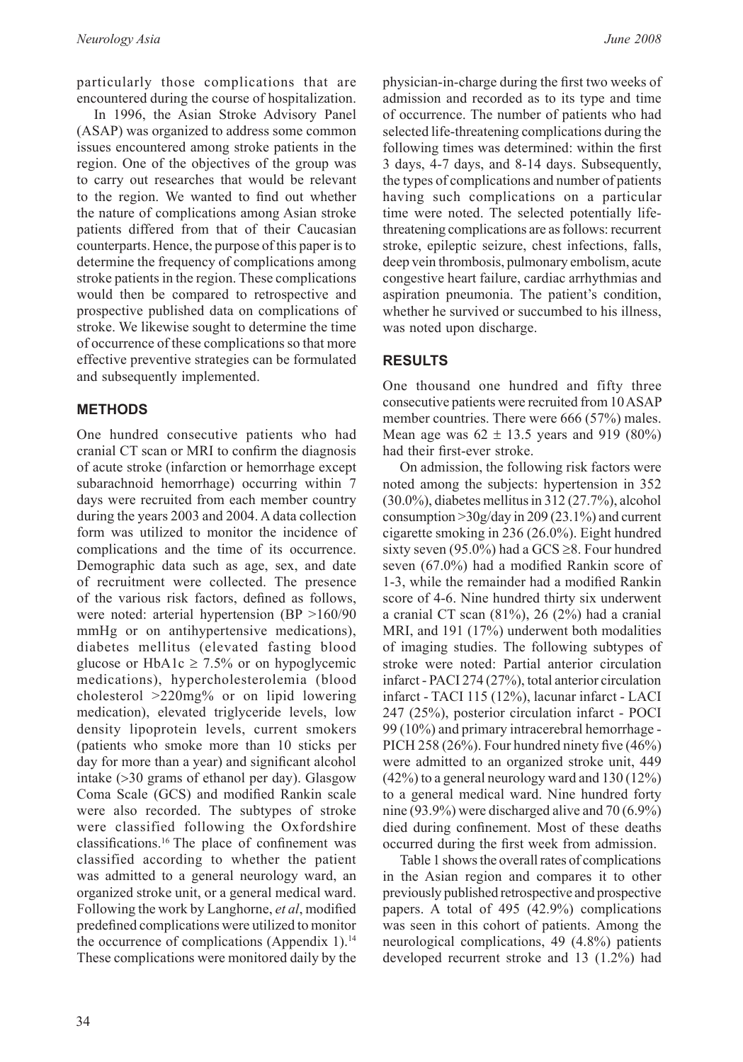particularly those complications that are encountered during the course of hospitalization.

In 1996, the Asian Stroke Advisory Panel (ASAP) was organized to address some common issues encountered among stroke patients in the region. One of the objectives of the group was to carry out researches that would be relevant to the region. We wanted to find out whether the nature of complications among Asian stroke patients differed from that of their Caucasian counterparts. Hence, the purpose of this paper is to determine the frequency of complications among stroke patients in the region. These complications would then be compared to retrospective and prospective published data on complications of stroke. We likewise sought to determine the time of occurrence of these complications so that more effective preventive strategies can be formulated and subsequently implemented.

## METHODS

One hundred consecutive patients who had cranial CT scan or MRI to confirm the diagnosis of acute stroke (infarction or hemorrhage except subarachnoid hemorrhage) occurring within 7 days were recruited from each member country during the years 2003 and 2004. A data collection form was utilized to monitor the incidence of complications and the time of its occurrence. Demographic data such as age, sex, and date of recruitment were collected. The presence of the various risk factors, defined as follows, were noted: arterial hypertension (BP >160/90 mmHg or on antihypertensive medications), diabetes mellitus (elevated fasting blood glucose or HbA1c ≥ 7.5% or on hypoglycemic medications), hypercholesterolemia (blood cholesterol >220mg% or on lipid lowering medication), elevated triglyceride levels, low density lipoprotein levels, current smokers (patients who smoke more than 10 sticks per day for more than a year) and significant alcohol intake (>30 grams of ethanol per day). Glasgow Coma Scale (GCS) and modified Rankin scale were also recorded. The subtypes of stroke were classified following the Oxfordshire classifications.[16] The place of confinement was classified according to whether the patient was admitted to a general neurology ward, an organized stroke unit, or a general medical ward. Following the work by Langhorne, *et al*, modified predefined complications were utilized to monitor the occurrence of complications (Appendix 1).[14] These complications were monitored daily by the physician-in-charge during the first two weeks of admission and recorded as to its type and time of occurrence. The number of patients who had selected life-threatening complications during the following times was determined: within the first 3 days, 4-7 days, and 8-14 days. Subsequently, the types of complications and number of patients having such complications on a particular time were noted. The selected potentially life-threatening complications are as follows: recurrent stroke, epileptic seizure, chest infections, falls, deep vein thrombosis, pulmonary embolism, acute congestive heart failure, cardiac arrhythmias and aspiration pneumonia. The patient's condition, whether he survived or succumbed to his illness, was noted upon discharge.

## RESULTS

One thousand one hundred and fifty three consecutive patients were recruited from 10 ASAP member countries. There were 666 (57%) males. Mean age was 62 ± 13.5 years and 919 (80%) had their first-ever stroke.

On admission, the following risk factors were noted among the subjects: hypertension in 352 (30.0%), diabetes mellitus in 312 (27.7%), alcohol consumption >30g/day in 209 (23.1%) and current cigarette smoking in 236 (26.0%). Eight hundred sixty seven (95.0%) had a GCS ≥8. Four hundred seven (67.0%) had a modified Rankin score of 1-3, while the remainder had a modified Rankin score of 4-6. Nine hundred thirty six underwent a cranial CT scan (81%), 26 (2%) had a cranial MRI, and 191 (17%) underwent both modalities of imaging studies. The following subtypes of stroke were noted: Partial anterior circulation infarct - PACI 274 (27%), total anterior circulation infarct - TACI 115 (12%), lacunar infarct - LACI 247 (25%), posterior circulation infarct - POCI 99 (10%) and primary intracerebral hemorrhage - PICH 258 (26%). Four hundred ninety five (46%) were admitted to an organized stroke unit, 449 (42%) to a general neurology ward and 130 (12%) to a general medical ward. Nine hundred forty nine (93.9%) were discharged alive and 70 (6.9%) died during confinement. Most of these deaths occurred during the first week from admission.

Table 1 shows the overall rates of complications in the Asian region and compares it to other previously published retrospective and prospective papers. A total of 495 (42.9%) complications was seen in this cohort of patients. Among the neurological complications, 49 (4.8%) patients developed recurrent stroke and 13 (1.2%) had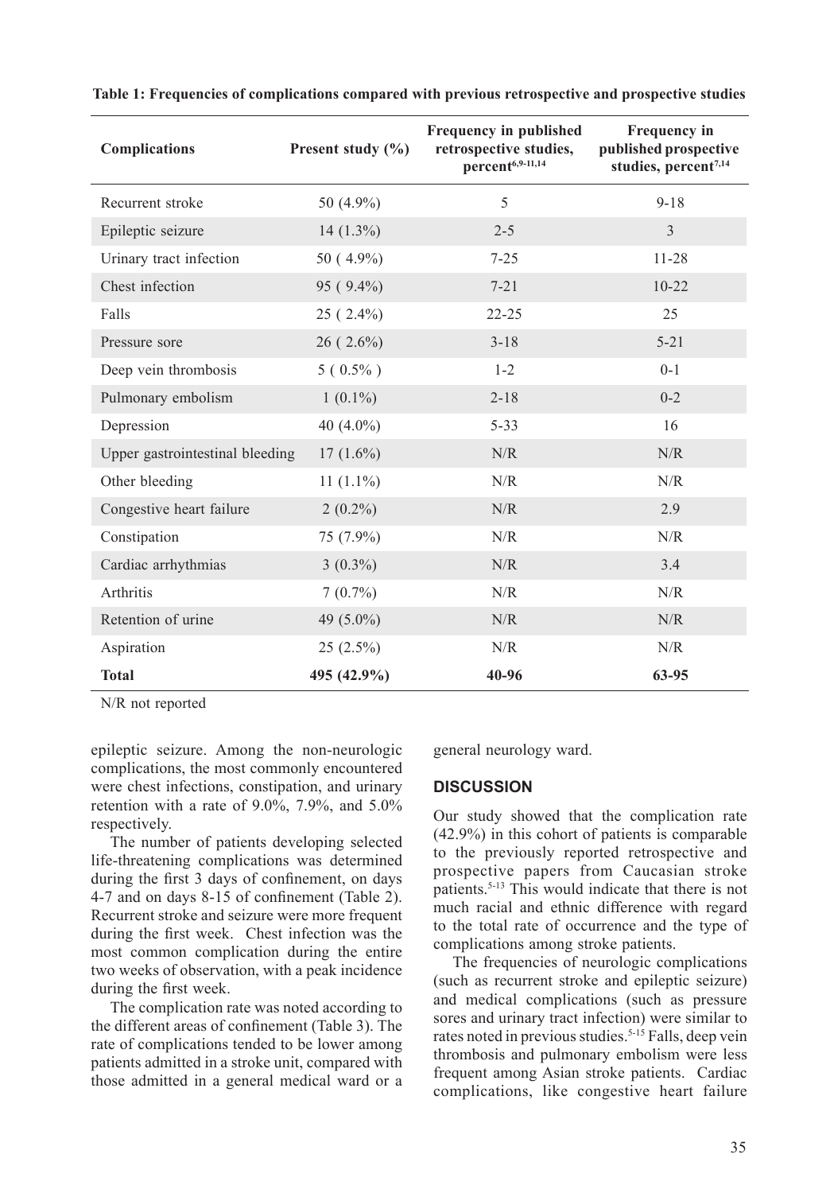**Table 1: Frequencies of complications compared with previous retrospective and prospective studies**

| Complications | Present study (%) | Frequency in published retrospective studies, percent[6,9-11,14] | Frequency in published prospective studies, percent[7,14] |
|---|---|---|---|
| Recurrent stroke | 50 (4.9%) | 5 | 9-18 |
| Epileptic seizure | 14 (1.3%) | 2-5 | 3 |
| Urinary tract infection | 50 ( 4.9%) | 7-25 | 11-28 |
| Chest infection | 95 ( 9.4%) | 7-21 | 10-22 |
| Falls | 25 ( 2.4%) | 22-25 | 25 |
| Pressure sore | 26 ( 2.6%) | 3-18 | 5-21 |
| Deep vein thrombosis | 5 ( 0.5% ) | 1-2 | 0-1 |
| Pulmonary embolism | 1 (0.1%) | 2-18 | 0-2 |
| Depression | 40 (4.0%) | 5-33 | 16 |
| Upper gastrointestinal bleeding | 17 (1.6%) | N/R | N/R |
| Other bleeding | 11 (1.1%) | N/R | N/R |
| Congestive heart failure | 2 (0.2%) | N/R | 2.9 |
| Constipation | 75 (7.9%) | N/R | N/R |
| Cardiac arrhythmias | 3 (0.3%) | N/R | 3.4 |
| Arthritis | 7 (0.7%) | N/R | N/R |
| Retention of urine | 49 (5.0%) | N/R | N/R |
| Aspiration | 25 (2.5%) | N/R | N/R |
| **Total** | **495 (42.9%)** | **40-96** | **63-95** |

N/R not reported

epileptic seizure. Among the non-neurologic complications, the most commonly encountered were chest infections, constipation, and urinary retention with a rate of 9.0%, 7.9%, and 5.0% respectively.

The number of patients developing selected life-threatening complications was determined during the first 3 days of confinement, on days 4-7 and on days 8-15 of confinement (Table 2). Recurrent stroke and seizure were more frequent during the first week. Chest infection was the most common complication during the entire two weeks of observation, with a peak incidence during the first week.

The complication rate was noted according to the different areas of confinement (Table 3). The rate of complications tended to be lower among patients admitted in a stroke unit, compared with those admitted in a general medical ward or a general neurology ward.

## DISCUSSION

Our study showed that the complication rate (42.9%) in this cohort of patients is comparable to the previously reported retrospective and prospective papers from Caucasian stroke patients.[5-13] This would indicate that there is not much racial and ethnic difference with regard to the total rate of occurrence and the type of complications among stroke patients.

The frequencies of neurologic complications (such as recurrent stroke and epileptic seizure) and medical complications (such as pressure sores and urinary tract infection) were similar to rates noted in previous studies.[5-15] Falls, deep vein thrombosis and pulmonary embolism were less frequent among Asian stroke patients. Cardiac complications, like congestive heart failure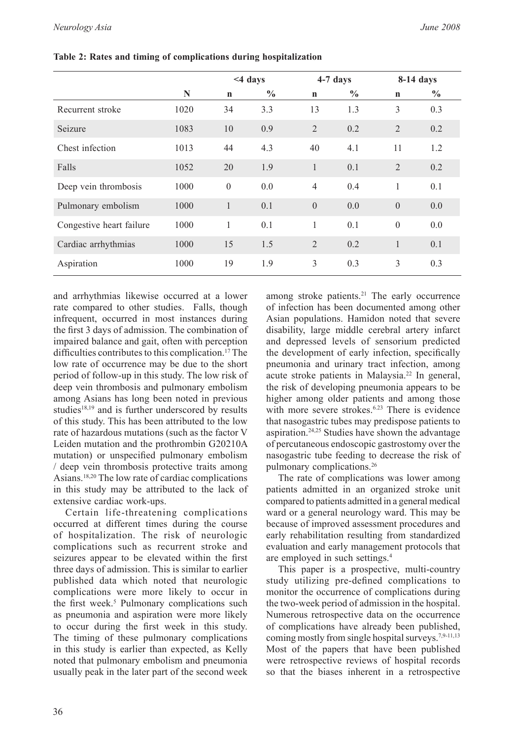**Table 2: Rates and timing of complications during hospitalization**

| | | <4 days | | 4-7 days | | 8-14 days | |
|---|---|---|---|---|---|---|---|
| | N | n | % | n | % | n | % |
| Recurrent stroke | 1020 | 34 | 3.3 | 13 | 1.3 | 3 | 0.3 |
| Seizure | 1083 | 10 | 0.9 | 2 | 0.2 | 2 | 0.2 |
| Chest infection | 1013 | 44 | 4.3 | 40 | 4.1 | 11 | 1.2 |
| Falls | 1052 | 20 | 1.9 | 1 | 0.1 | 2 | 0.2 |
| Deep vein thrombosis | 1000 | 0 | 0.0 | 4 | 0.4 | 1 | 0.1 |
| Pulmonary embolism | 1000 | 1 | 0.1 | 0 | 0.0 | 0 | 0.0 |
| Congestive heart failure | 1000 | 1 | 0.1 | 1 | 0.1 | 0 | 0.0 |
| Cardiac arrhythmias | 1000 | 15 | 1.5 | 2 | 0.2 | 1 | 0.1 |
| Aspiration | 1000 | 19 | 1.9 | 3 | 0.3 | 3 | 0.3 |

and arrhythmias likewise occurred at a lower rate compared to other studies. Falls, though infrequent, occurred in most instances during the first 3 days of admission. The combination of impaired balance and gait, often with perception difficulties contributes to this complication.[17] The low rate of occurrence may be due to the short period of follow-up in this study. The low risk of deep vein thrombosis and pulmonary embolism among Asians has long been noted in previous studies[18,19] and is further underscored by results of this study. This has been attributed to the low rate of hazardous mutations (such as the factor V Leiden mutation and the prothrombin G20210A mutation) or unspecified pulmonary embolism / deep vein thrombosis protective traits among Asians.[18,20] The low rate of cardiac complications in this study may be attributed to the lack of extensive cardiac work-ups.

Certain life-threatening complications occurred at different times during the course of hospitalization. The risk of neurologic complications such as recurrent stroke and seizures appear to be elevated within the first three days of admission. This is similar to earlier published data which noted that neurologic complications were more likely to occur in the first week.[5] Pulmonary complications such as pneumonia and aspiration were more likely to occur during the first week in this study. The timing of these pulmonary complications in this study is earlier than expected, as Kelly noted that pulmonary embolism and pneumonia usually peak in the later part of the second week among stroke patients.[21] The early occurrence of infection has been documented among other Asian populations. Hamidon noted that severe disability, large middle cerebral artery infarct and depressed levels of sensorium predicted the development of early infection, specifically pneumonia and urinary tract infection, among acute stroke patients in Malaysia.[22] In general, the risk of developing pneumonia appears to be higher among older patients and among those with more severe strokes.[6,23] There is evidence that nasogastric tubes may predispose patients to aspiration.[24,25] Studies have shown the advantage of percutaneous endoscopic gastrostomy over the nasogastric tube feeding to decrease the risk of pulmonary complications.[26]

The rate of complications was lower among patients admitted in an organized stroke unit compared to patients admitted in a general medical ward or a general neurology ward. This may be because of improved assessment procedures and early rehabilitation resulting from standardized evaluation and early management protocols that are employed in such settings.[4]

This paper is a prospective, multi-country study utilizing pre-defined complications to monitor the occurrence of complications during the two-week period of admission in the hospital. Numerous retrospective data on the occurrence of complications have already been published, coming mostly from single hospital surveys.[7,9-11,13] Most of the papers that have been published were retrospective reviews of hospital records so that the biases inherent in a retrospective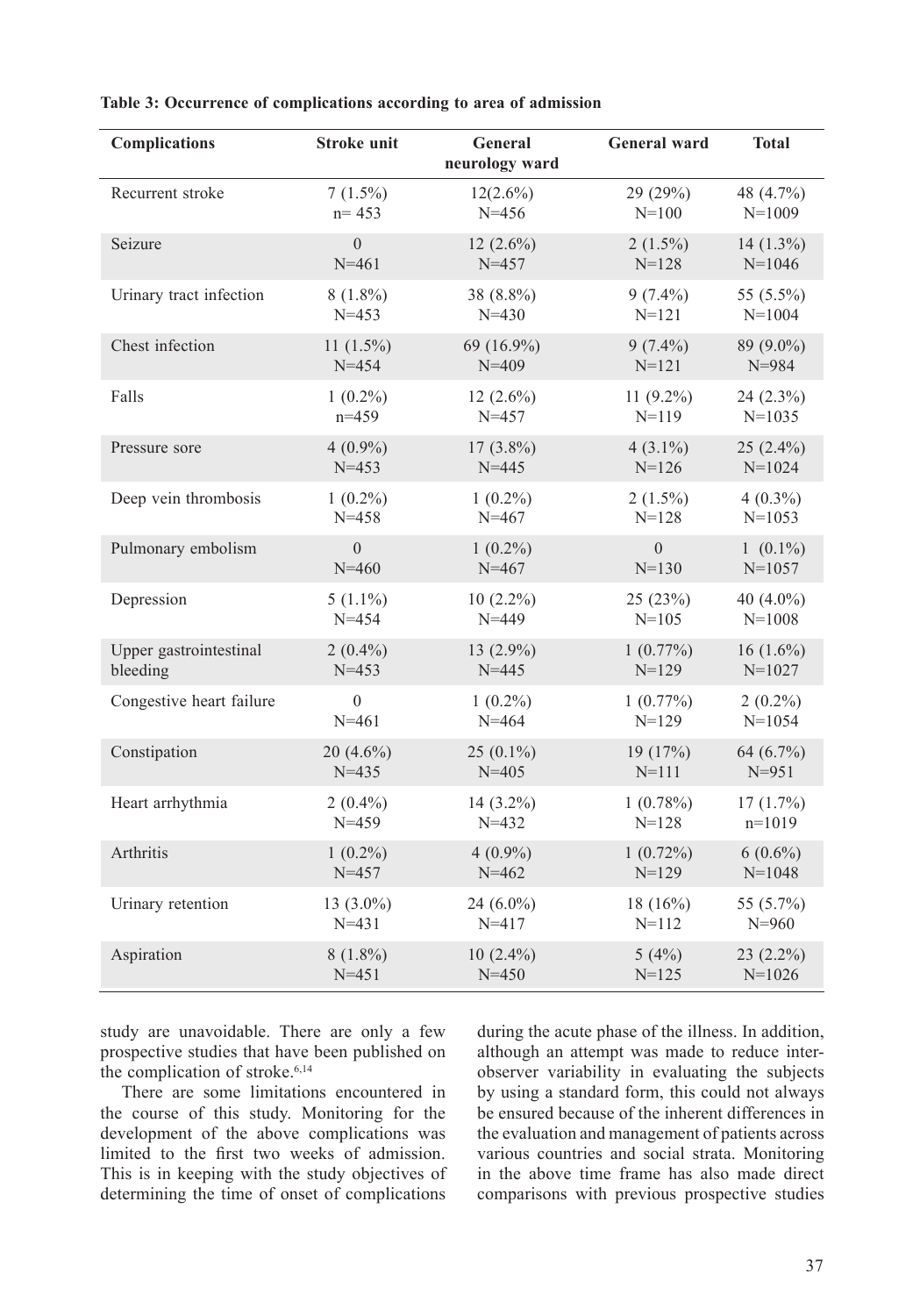**Table 3: Occurrence of complications according to area of admission**

| Complications | Stroke unit | General neurology ward | General ward | Total |
|---|---|---|---|---|
| Recurrent stroke | 7 (1.5%) n= 453 | 12(2.6%) N=456 | 29 (29%) N=100 | 48 (4.7%) N=1009 |
| Seizure | 0 N=461 | 12 (2.6%) N=457 | 2 (1.5%) N=128 | 14 (1.3%) N=1046 |
| Urinary tract infection | 8 (1.8%) N=453 | 38 (8.8%) N=430 | 9 (7.4%) N=121 | 55 (5.5%) N=1004 |
| Chest infection | 11 (1.5%) N=454 | 69 (16.9%) N=409 | 9 (7.4%) N=121 | 89 (9.0%) N=984 |
| Falls | 1 (0.2%) n=459 | 12 (2.6%) N=457 | 11 (9.2%) N=119 | 24 (2.3%) N=1035 |
| Pressure sore | 4 (0.9%) N=453 | 17 (3.8%) N=445 | 4 (3.1%) N=126 | 25 (2.4%) N=1024 |
| Deep vein thrombosis | 1 (0.2%) N=458 | 1 (0.2%) N=467 | 2 (1.5%) N=128 | 4 (0.3%) N=1053 |
| Pulmonary embolism | 0 N=460 | 1 (0.2%) N=467 | 0 N=130 | 1 (0.1%) N=1057 |
| Depression | 5 (1.1%) N=454 | 10 (2.2%) N=449 | 25 (23%) N=105 | 40 (4.0%) N=1008 |
| Upper gastrointestinal bleeding | 2 (0.4%) N=453 | 13 (2.9%) N=445 | 1 (0.77%) N=129 | 16 (1.6%) N=1027 |
| Congestive heart failure | 0 N=461 | 1 (0.2%) N=464 | 1 (0.77%) N=129 | 2 (0.2%) N=1054 |
| Constipation | 20 (4.6%) N=435 | 25 (0.1%) N=405 | 19 (17%) N=111 | 64 (6.7%) N=951 |
| Heart arrhythmia | 2 (0.4%) N=459 | 14 (3.2%) N=432 | 1 (0.78%) N=128 | 17 (1.7%) n=1019 |
| Arthritis | 1 (0.2%) N=457 | 4 (0.9%) N=462 | 1 (0.72%) N=129 | 6 (0.6%) N=1048 |
| Urinary retention | 13 (3.0%) N=431 | 24 (6.0%) N=417 | 18 (16%) N=112 | 55 (5.7%) N=960 |
| Aspiration | 8 (1.8%) N=451 | 10 (2.4%) N=450 | 5 (4%) N=125 | 23 (2.2%) N=1026 |

study are unavoidable. There are only a few prospective studies that have been published on the complication of stroke.[6,14]

There are some limitations encountered in the course of this study. Monitoring for the development of the above complications was limited to the first two weeks of admission. This is in keeping with the study objectives of determining the time of onset of complications during the acute phase of the illness. In addition, although an attempt was made to reduce inter-observer variability in evaluating the subjects by using a standard form, this could not always be ensured because of the inherent differences in the evaluation and management of patients across various countries and social strata. Monitoring in the above time frame has also made direct comparisons with previous prospective studies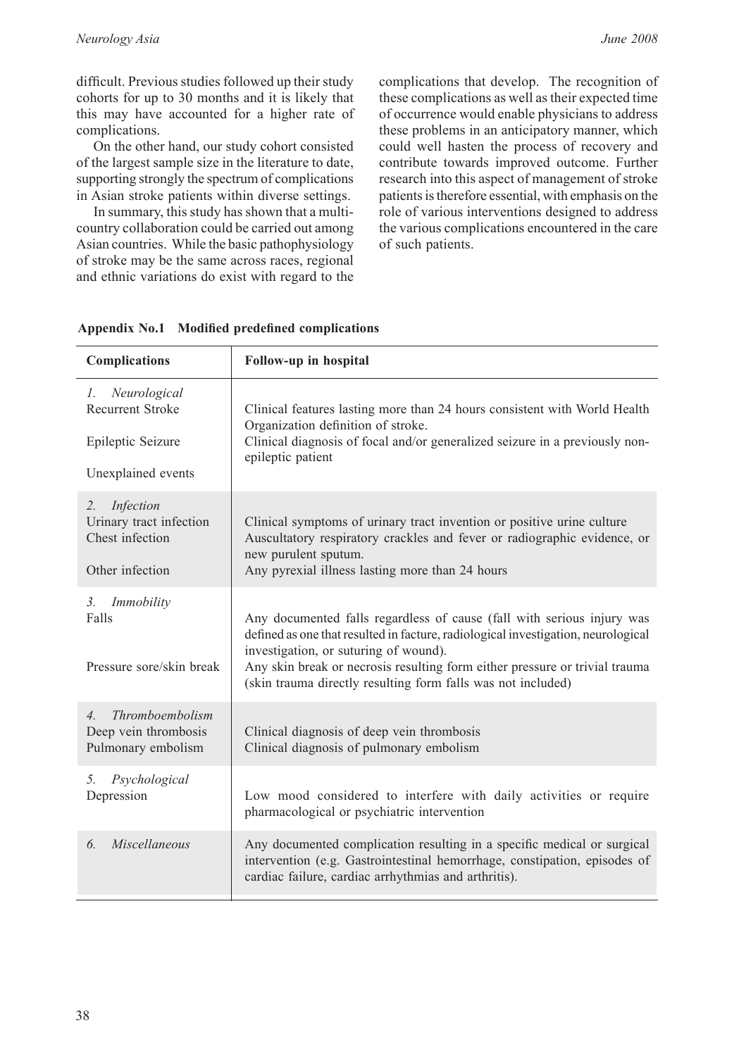difficult. Previous studies followed up their study cohorts for up to 30 months and it is likely that this may have accounted for a higher rate of complications.

On the other hand, our study cohort consisted of the largest sample size in the literature to date, supporting strongly the spectrum of complications in Asian stroke patients within diverse settings.

In summary, this study has shown that a multi-country collaboration could be carried out among Asian countries. While the basic pathophysiology of stroke may be the same across races, regional and ethnic variations do exist with regard to the complications that develop. The recognition of these complications as well as their expected time of occurrence would enable physicians to address these problems in an anticipatory manner, which could well hasten the process of recovery and contribute towards improved outcome. Further research into this aspect of management of stroke patients is therefore essential, with emphasis on the role of various interventions designed to address the various complications encountered in the care of such patients.

**Appendix No.1 Modified predefined complications**

| Complications | Follow-up in hospital |
|---|---|
| *1. Neurological* | |
| Recurrent Stroke | Clinical features lasting more than 24 hours consistent with World Health Organization definition of stroke. |
| Epileptic Seizure | Clinical diagnosis of focal and/or generalized seizure in a previously non-epileptic patient |
| Unexplained events | |
| *2. Infection* | |
| Urinary tract infection | Clinical symptoms of urinary tract invention or positive urine culture |
| Chest infection | Auscultatory respiratory crackles and fever or radiographic evidence, or new purulent sputum. |
| Other infection | Any pyrexial illness lasting more than 24 hours |
| *3. Immobility* | |
| Falls | Any documented falls regardless of cause (fall with serious injury was defined as one that resulted in facture, radiological investigation, neurological investigation, or suturing of wound). |
| Pressure sore/skin break | Any skin break or necrosis resulting form either pressure or trivial trauma (skin trauma directly resulting form falls was not included) |
| *4. Thromboembolism* | |
| Deep vein thrombosis | Clinical diagnosis of deep vein thrombosis |
| Pulmonary embolism | Clinical diagnosis of pulmonary embolism |
| *5. Psychological* | |
| Depression | Low mood considered to interfere with daily activities or require pharmacological or psychiatric intervention |
| *6. Miscellaneous* | Any documented complication resulting in a specific medical or surgical intervention (e.g. Gastrointestinal hemorrhage, constipation, episodes of cardiac failure, cardiac arrhythmias and arthritis). |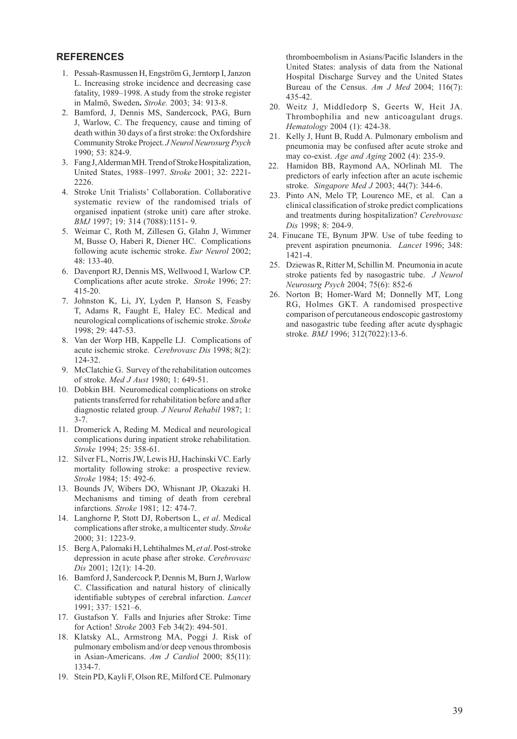## REFERENCES

1. Pessah-Rasmussen H, Engström G, Jerntorp I, Janzon L. Increasing stroke incidence and decreasing case fatality, 1989–1998. A study from the stroke register in Malmö, Sweden**.** *Stroke.* 2003; 34: 913-8.
2. Bamford, J, Dennis MS, Sandercock, PAG, Burn J, Warlow, C. The frequency, cause and timing of death within 30 days of a first stroke: the Oxfordshire Community Stroke Project. *J Neurol Neurosurg Psych* 1990; 53: 824-9.
3. Fang J, Alderman MH. Trend of Stroke Hospitalization, United States, 1988–1997. *Stroke* 2001; 32: 2221-2226.
4. Stroke Unit Trialists' Collaboration. Collaborative systematic review of the randomised trials of organised inpatient (stroke unit) care after stroke. *BMJ* 1997; 19: 314 (7088):1151- 9.
5. Weimar C, Roth M, Zillesen G, Glahn J, Wimmer M, Busse O, Haberi R, Diener HC. Complications following acute ischemic stroke. *Eur Neurol* 2002; 48: 133-40.
6. Davenport RJ, Dennis MS, Wellwood I, Warlow CP. Complications after acute stroke. *Stroke* 1996; 27: 415-20.
7. Johnston K, Li, JY, Lyden P, Hanson S, Feasby T, Adams R, Faught E, Haley EC. Medical and neurological complications of ischemic stroke. *Stroke* 1998; 29: 447-53.
8. Van der Worp HB, Kappelle LJ. Complications of acute ischemic stroke. *Cerebrovasc Dis* 1998; 8(2): 124-32.
9. McClatchie G. Survey of the rehabilitation outcomes of stroke. *Med J Aust* 1980; 1: 649-51.
10. Dobkin BH. Neuromedical complications on stroke patients transferred for rehabilitation before and after diagnostic related group. *J Neurol Rehabil* 1987; 1: 3-7.
11. Dromerick A, Reding M. Medical and neurological complications during inpatient stroke rehabilitation. *Stroke* 1994; 25: 358-61.
12. Silver FL, Norris JW, Lewis HJ, Hachinski VC. Early mortality following stroke: a prospective review. *Stroke* 1984; 15: 492-6.
13. Bounds JV, Wibers DO, Whisnant JP, Okazaki H. Mechanisms and timing of death from cerebral infarctions*. Stroke* 1981; 12: 474-7.
14. Langhorne P, Stott DJ, Robertson L, *et al*. Medical complications after stroke, a multicenter study. *Stroke* 2000; 31: 1223-9.
15. Berg A, Palomaki H, Lehtihalmes M, *et al*. Post-stroke depression in acute phase after stroke. *Cerebrovasc Dis* 2001; 12(1): 14-20.
16. Bamford J, Sandercock P, Dennis M, Burn J, Warlow C. Classification and natural history of clinically identifiable subtypes of cerebral infarction. *Lancet* 1991; 337: 1521–6.
17. Gustafson Y. Falls and Injuries after Stroke: Time for Action! *Stroke* 2003 Feb 34(2): 494-501.
18. Klatsky AL, Armstrong MA, Poggi J. Risk of pulmonary embolism and/or deep venous thrombosis in Asian-Americans. *Am J Cardiol* 2000; 85(11): 1334-7.
19. Stein PD, Kayli F, Olson RE, Milford CE. Pulmonary thromboembolism in Asians/Pacific Islanders in the United States: analysis of data from the National Hospital Discharge Survey and the United States Bureau of the Census. *Am J Med* 2004; 116(7): 435-42.
20. Weitz J, Middledorp S, Geerts W, Heit JA. Thrombophilia and new anticoagulant drugs. *Hematology* 2004 (1): 424-38.
21. Kelly J, Hunt B, Rudd A. Pulmonary embolism and pneumonia may be confused after acute stroke and may co-exist. *Age and Aging* 2002 (4): 235-9.
22. Hamidon BB, Raymond AA, NOrlinah MI. The predictors of early infection after an acute ischemic stroke. *Singapore Med J* 2003; 44(7): 344-6.
23. Pinto AN, Melo TP, Lourenco ME, et al. Can a clinical classification of stroke predict complications and treatments during hospitalization? *Cerebrovasc Dis* 1998; 8: 204-9.
24. Finucane TE, Bynum JPW. Use of tube feeding to prevent aspiration pneumonia. *Lancet* 1996; 348: 1421-4.
25. Dziewas R, Ritter M, Schillin M. Pneumonia in acute stroke patients fed by nasogastric tube. *J Neurol Neurosurg Psych* 2004; 75(6): 852-6
26. Norton B; Homer-Ward M; Donnelly MT, Long RG, Holmes GKT. A randomised prospective comparison of percutaneous endoscopic gastrostomy and nasogastric tube feeding after acute dysphagic stroke. *BMJ* 1996; 312(7022):13-6.